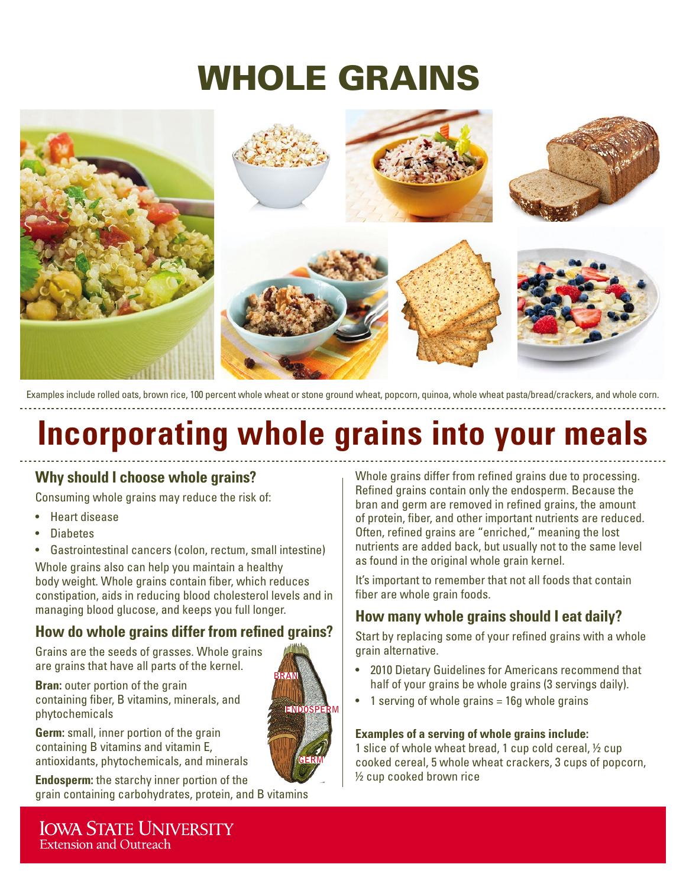# WHOLE GRAINS

Examples include rolled oats, brown rice, 100 percent whole wheat or stone ground wheat, popcorn, quinoa, whole wheat pasta/bread/crackers, and whole corn.

# Incorporating whole grains into your meals

## Why should I choose whole grains?

Consuming whole grains may reduce the risk of:

- Heart disease
- Diabetes
- Gastrointestinal cancers (colon, rectum, small intestine)

Whole grains also can help you maintain a healthy body weight. Whole grains contain fiber, which reduces constipation, aids in reducing blood cholesterol levels and in managing blood glucose, and keeps you full longer.

## How do whole grains differ from refined grains?

Grains are the seeds of grasses. Whole grains are grains that have all parts of the kernel.

**Bran:** outer portion of the grain containing fiber, B vitamins, minerals, and phytochemicals

**Germ:** small, inner portion of the grain containing B vitamins and vitamin E, antioxidants, phytochemicals, and minerals

**Endosperm:** the starchy inner portion of the grain containing carbohydrates, protein, and B vitamins

BRAN

ENDOSPERM

GERM

Whole grains differ from refined grains due to processing. Refined grains contain only the endosperm. Because the bran and germ are removed in refined grains, the amount of protein, fiber, and other important nutrients are reduced. Often, refined grains are "enriched," meaning the lost nutrients are added back, but usually not to the same level as found in the original whole grain kernel.

It's important to remember that not all foods that contain fiber are whole grain foods.

## How many whole grains should I eat daily?

Start by replacing some of your refined grains with a whole grain alternative.

- 2010 Dietary Guidelines for Americans recommend that half of your grains be whole grains (3 servings daily).
- 1 serving of whole grains = 16g whole grains

**Examples of a serving of whole grains include:**
1 slice of whole wheat bread, 1 cup cold cereal, ½ cup cooked cereal, 5 whole wheat crackers, 3 cups of popcorn, ½ cup cooked brown rice

IOWA STATE UNIVERSITY
Extension and Outreach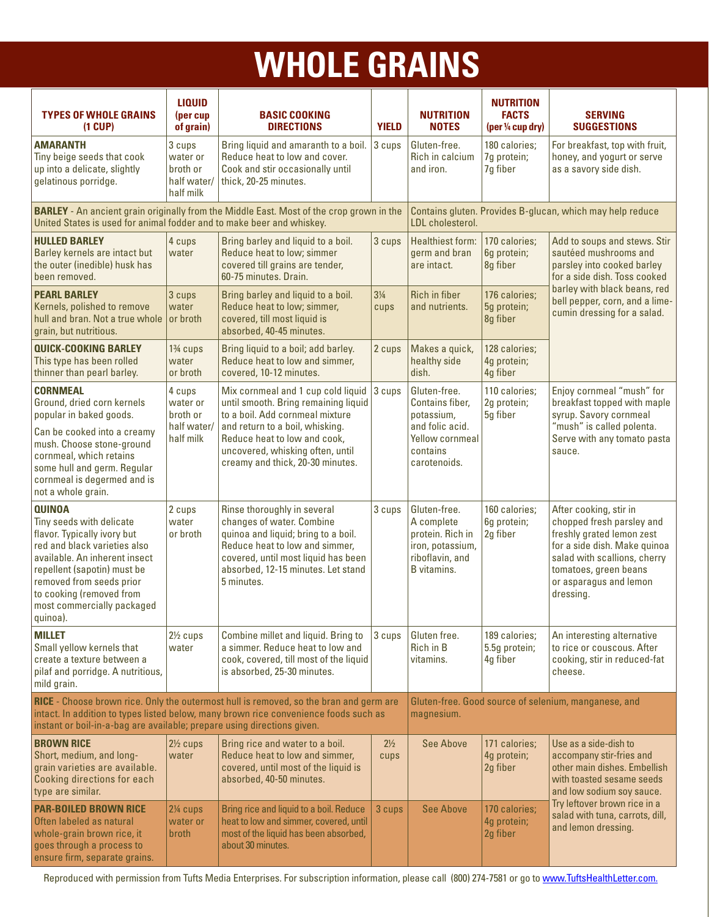# WHOLE GRAINS

| TYPES OF WHOLE GRAINS (1 CUP) | LIQUID (per cup of grain) | BASIC COOKING DIRECTIONS | YIELD | NUTRITION NOTES | NUTRITION FACTS (per ¼ cup dry) | SERVING SUGGESTIONS |
|---|---|---|---|---|---|---|
| **AMARANTH** Tiny beige seeds that cook up into a delicate, slightly gelatinous porridge. | 3 cups water or broth or half water/ half milk | Bring liquid and amaranth to a boil. Reduce heat to low and cover. Cook and stir occasionally until thick, 20-25 minutes. | 3 cups | Gluten-free. Rich in calcium and iron. | 180 calories; 7g protein; 7g fiber | For breakfast, top with fruit, honey, and yogurt or serve as a savory side dish. |
| **BARLEY** - An ancient grain originally from the Middle East. Most of the crop grown in the United States is used for animal fodder and to make beer and whiskey. | | | | Contains gluten. Provides B-glucan, which may help reduce LDL cholesterol. | | |
| **HULLED BARLEY** Barley kernels are intact but the outer (inedible) husk has been removed. | 4 cups water | Bring barley and liquid to a boil. Reduce heat to low; simmer covered till grains are tender, 60-75 minutes. Drain. | 3 cups | Healthiest form: germ and bran are intact. | 170 calories; 6g protein; 8g fiber | Add to soups and stews. Stir sautéed mushrooms and parsley into cooked barley for a side dish. Toss cooked barley with black beans, red bell pepper, corn, and a lime-cumin dressing for a salad. |
| **PEARL BARLEY** Kernels, polished to remove hull and bran. Not a true whole grain, but nutritious. | 3 cups water or broth | Bring barley and liquid to a boil. Reduce heat to low; simmer, covered, till most liquid is absorbed, 40-45 minutes. | 3¼ cups | Rich in fiber and nutrients. | 176 calories; 5g protein; 8g fiber | |
| **QUICK-COOKING BARLEY** This type has been rolled thinner than pearl barley. | 1¾ cups water or broth | Bring liquid to a boil; add barley. Reduce heat to low and simmer, covered, 10-12 minutes. | 2 cups | Makes a quick, healthy side dish. | 128 calories; 4g protein; 4g fiber | |
| **CORNMEAL** Ground, dried corn kernels popular in baked goods. Can be cooked into a creamy mush. Choose stone-ground cornmeal, which retains some hull and germ. Regular cornmeal is degermed and is not a whole grain. | 4 cups water or broth or half water/ half milk | Mix cornmeal and 1 cup cold liquid until smooth. Bring remaining liquid to a boil. Add cornmeal mixture and return to a boil, whisking. Reduce heat to low and cook, uncovered, whisking often, until creamy and thick, 20-30 minutes. | 3 cups | Gluten-free. Contains fiber, potassium, and folic acid. Yellow cornmeal contains carotenoids. | 110 calories; 2g protein; 5g fiber | Enjoy cornmeal "mush" for breakfast topped with maple syrup. Savory cornmeal "mush" is called polenta. Serve with any tomato pasta sauce. |
| **QUINOA** Tiny seeds with delicate flavor. Typically ivory but red and black varieties also available. An inherent insect repellent (sapotin) must be removed from seeds prior to cooking (removed from most commercially packaged quinoa). | 2 cups water or broth | Rinse thoroughly in several changes of water. Combine quinoa and liquid; bring to a boil. Reduce heat to low and simmer, covered, until most liquid has been absorbed, 12-15 minutes. Let stand 5 minutes. | 3 cups | Gluten-free. A complete protein. Rich in iron, potassium, riboflavin, and B vitamins. | 160 calories; 6g protein; 2g fiber | After cooking, stir in chopped fresh parsley and freshly grated lemon zest for a side dish. Make quinoa salad with scallions, cherry tomatoes, green beans or asparagus and lemon dressing. |
| **MILLET** Small yellow kernels that create a texture between a pilaf and porridge. A nutritious, mild grain. | 2½ cups water | Combine millet and liquid. Bring to a simmer. Reduce heat to low and cook, covered, till most of the liquid is absorbed, 25-30 minutes. | 3 cups | Gluten free. Rich in B vitamins. | 189 calories; 5.5g protein; 4g fiber | An interesting alternative to rice or couscous. After cooking, stir in reduced-fat cheese. |
| **RICE** - Choose brown rice. Only the outermost hull is removed, so the bran and germ are intact. In addition to types listed below, many brown rice convenience foods such as instant or boil-in-a-bag are available; prepare using directions given. | | | | Gluten-free. Good source of selenium, manganese, and magnesium. | | |
| **BROWN RICE** Short, medium, and long-grain varieties are available. Cooking directions for each type are similar. | 2½ cups water | Bring rice and water to a boil. Reduce heat to low and simmer, covered, until most of the liquid is absorbed, 40-50 minutes. | 2½ cups | See Above | 171 calories; 4g protein; 2g fiber | Use as a side-dish to accompany stir-fries and other main dishes. Embellish with toasted sesame seeds and low sodium soy sauce. Try leftover brown rice in a salad with tuna, carrots, dill, and lemon dressing. |
| **PAR-BOILED BROWN RICE** Often labeled as natural whole-grain brown rice, it goes through a process to ensure firm, separate grains. | 2¼ cups water or broth | Bring rice and liquid to a boil. Reduce heat to low and simmer, covered, until most of the liquid has been absorbed, about 30 minutes. | 3 cups | See Above | 170 calories; 4g protein; 2g fiber | |

Reproduced with permission from Tufts Media Enterprises. For subscription information, please call (800) 274-7581 or go to www.TuftsHealthLetter.com.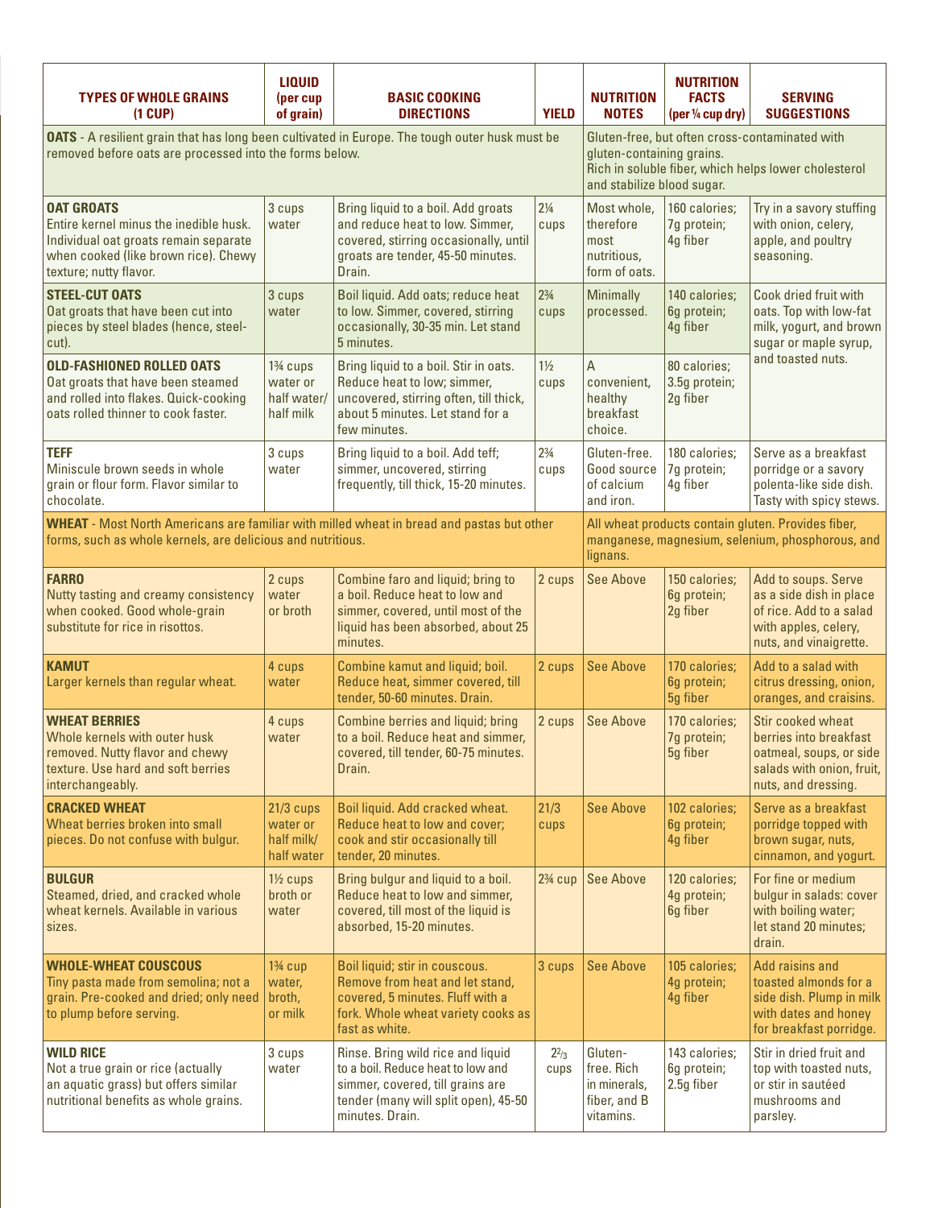| TYPES OF WHOLE GRAINS (1 CUP) | LIQUID (per cup of grain) | BASIC COOKING DIRECTIONS | YIELD | NUTRITION NOTES | NUTRITION FACTS (per ¼ cup dry) | SERVING SUGGESTIONS |
|---|---|---|---|---|---|---|
| **OATS** - A resilient grain that has long been cultivated in Europe. The tough outer husk must be removed before oats are processed into the forms below. | | | | Gluten-free, but often cross-contaminated with gluten-containing grains. Rich in soluble fiber, which helps lower cholesterol and stabilize blood sugar. | | |
| **OAT GROATS** Entire kernel minus the inedible husk. Individual oat groats remain separate when cooked (like brown rice). Chewy texture; nutty flavor. | 3 cups water | Bring liquid to a boil. Add groats and reduce heat to low. Simmer, covered, stirring occasionally, until groats are tender, 45-50 minutes. Drain. | 2¼ cups | Most whole, therefore most nutritious, form of oats. | 160 calories; 7g protein; 4g fiber | Try in a savory stuffing with onion, celery, apple, and poultry seasoning. |
| **STEEL-CUT OATS** Oat groats that have been cut into pieces by steel blades (hence, steel-cut). | 3 cups water | Boil liquid. Add oats; reduce heat to low. Simmer, covered, stirring occasionally, 30-35 min. Let stand 5 minutes. | 2¾ cups | Minimally processed. | 140 calories; 6g protein; 4g fiber | Cook dried fruit with oats. Top with low-fat milk, yogurt, and brown sugar or maple syrup, and toasted nuts. |
| **OLD-FASHIONED ROLLED OATS** Oat groats that have been steamed and rolled into flakes. Quick-cooking oats rolled thinner to cook faster. | 1¾ cups water or half water/ half milk | Bring liquid to a boil. Stir in oats. Reduce heat to low; simmer, uncovered, stirring often, till thick, about 5 minutes. Let stand for a few minutes. | 1½ cups | A convenient, healthy breakfast choice. | 80 calories; 3.5g protein; 2g fiber | |
| **TEFF** Miniscule brown seeds in whole grain or flour form. Flavor similar to chocolate. | 3 cups water | Bring liquid to a boil. Add teff; simmer, uncovered, stirring frequently, till thick, 15-20 minutes. | 2¾ cups | Gluten-free. Good source of calcium and iron. | 180 calories; 7g protein; 4g fiber | Serve as a breakfast porridge or a savory polenta-like side dish. Tasty with spicy stews. |
| **WHEAT** - Most North Americans are familiar with milled wheat in bread and pastas but other forms, such as whole kernels, are delicious and nutritious. | | | | All wheat products contain gluten. Provides fiber, manganese, magnesium, selenium, phosphorous, and lignans. | | |
| **FARRO** Nutty tasting and creamy consistency when cooked. Good whole-grain substitute for rice in risottos. | 2 cups water or broth | Combine faro and liquid; bring to a boil. Reduce heat to low and simmer, covered, until most of the liquid has been absorbed, about 25 minutes. | 2 cups | See Above | 150 calories; 6g protein; 2g fiber | Add to soups. Serve as a side dish in place of rice. Add to a salad with apples, celery, nuts, and vinaigrette. |
| **KAMUT** Larger kernels than regular wheat. | 4 cups water | Combine kamut and liquid; boil. Reduce heat, simmer covered, till tender, 50-60 minutes. Drain. | 2 cups | See Above | 170 calories; 6g protein; 5g fiber | Add to a salad with citrus dressing, onion, oranges, and craisins. |
| **WHEAT BERRIES** Whole kernels with outer husk removed. Nutty flavor and chewy texture. Use hard and soft berries interchangeably. | 4 cups water | Combine berries and liquid; bring to a boil. Reduce heat and simmer, covered, till tender, 60-75 minutes. Drain. | 2 cups | See Above | 170 calories; 7g protein; 5g fiber | Stir cooked wheat berries into breakfast oatmeal, soups, or side salads with onion, fruit, nuts, and dressing. |
| **CRACKED WHEAT** Wheat berries broken into small pieces. Do not confuse with bulgur. | 21/3 cups water or half milk/ half water | Boil liquid. Add cracked wheat. Reduce heat to low and cover; cook and stir occasionally till tender, 20 minutes. | 21/3 cups | See Above | 102 calories; 6g protein; 4g fiber | Serve as a breakfast porridge topped with brown sugar, nuts, cinnamon, and yogurt. |
| **BULGUR** Steamed, dried, and cracked whole wheat kernels. Available in various sizes. | 1½ cups broth or water | Bring bulgur and liquid to a boil. Reduce heat to low and simmer, covered, till most of the liquid is absorbed, 15-20 minutes. | 2¾ cup | See Above | 120 calories; 4g protein; 6g fiber | For fine or medium bulgur in salads: cover with boiling water; let stand 20 minutes; drain. |
| **WHOLE-WHEAT COUSCOUS** Tiny pasta made from semolina; not a grain. Pre-cooked and dried; only need to plump before serving. | 1¾ cup water, broth, or milk | Boil liquid; stir in couscous. Remove from heat and let stand, covered, 5 minutes. Fluff with a fork. Whole wheat variety cooks as fast as white. | 3 cups | See Above | 105 calories; 4g protein; 4g fiber | Add raisins and toasted almonds for a side dish. Plump in milk with dates and honey for breakfast porridge. |
| **WILD RICE** Not a true grain or rice (actually an aquatic grass) but offers similar nutritional benefits as whole grains. | 3 cups water | Rinse. Bring wild rice and liquid to a boil. Reduce heat to low and simmer, covered, till grains are tender (many will split open), 45-50 minutes. Drain. | 2⅔ cups | Gluten-free. Rich in minerals, fiber, and B vitamins. | 143 calories; 6g protein; 2.5g fiber | Stir in dried fruit and top with toasted nuts, or stir in sautéed mushrooms and parsley. |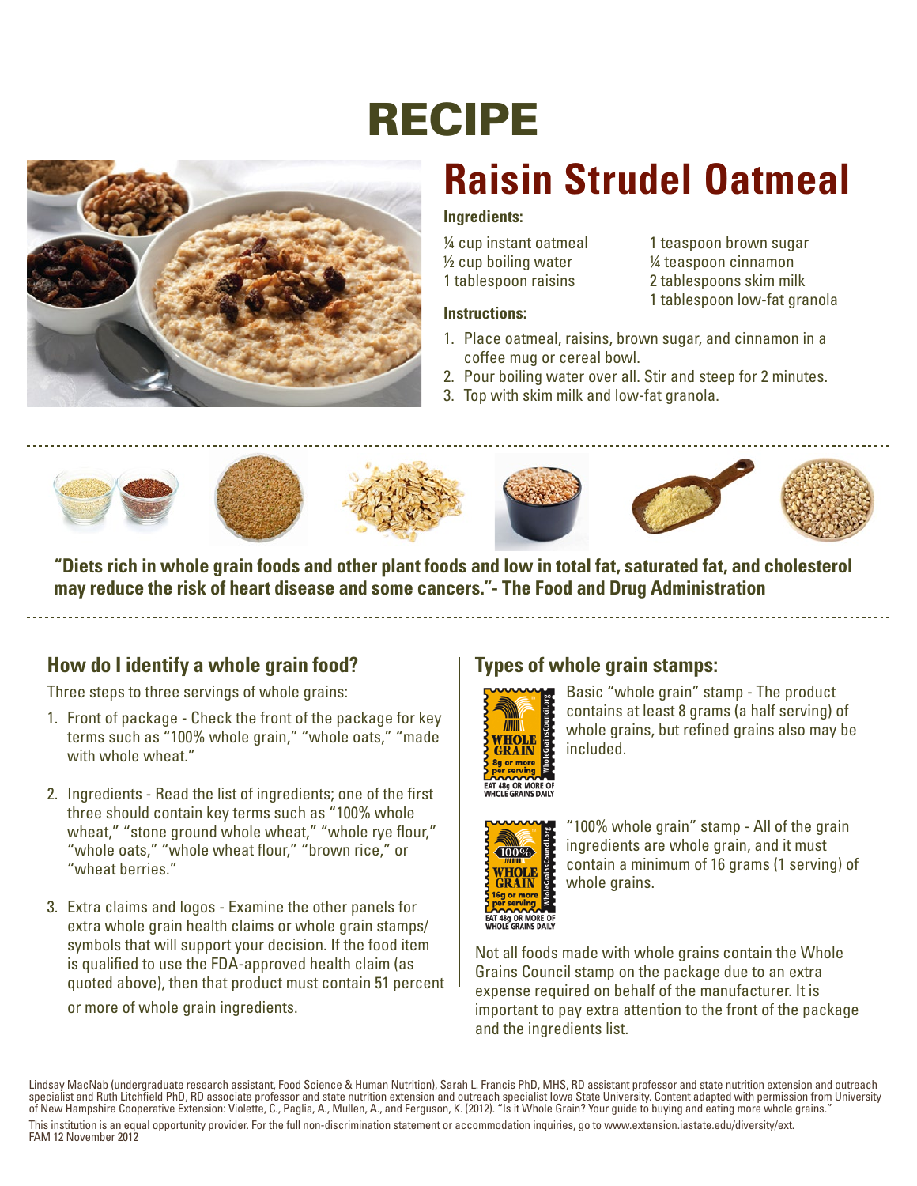# RECIPE

## Raisin Strudel Oatmeal

**Ingredients:**

¼ cup instant oatmeal
½ cup boiling water
1 tablespoon raisins
1 teaspoon brown sugar
¼ teaspoon cinnamon
2 tablespoons skim milk
1 tablespoon low-fat granola

**Instructions:**

1. Place oatmeal, raisins, brown sugar, and cinnamon in a coffee mug or cereal bowl.
2. Pour boiling water over all. Stir and steep for 2 minutes.
3. Top with skim milk and low-fat granola.

**"Diets rich in whole grain foods and other plant foods and low in total fat, saturated fat, and cholesterol may reduce the risk of heart disease and some cancers."- The Food and Drug Administration**

### How do I identify a whole grain food?

Three steps to three servings of whole grains:

1. Front of package - Check the front of the package for key terms such as "100% whole grain," "whole oats," "made with whole wheat."
2. Ingredients - Read the list of ingredients; one of the first three should contain key terms such as "100% whole wheat," "stone ground whole wheat," "whole rye flour," "whole oats," "whole wheat flour," "brown rice," or "wheat berries."
3. Extra claims and logos - Examine the other panels for extra whole grain health claims or whole grain stamps/symbols that will support your decision. If the food item is qualified to use the FDA-approved health claim (as quoted above), then that product must contain 51 percent or more of whole grain ingredients.

### Types of whole grain stamps:

Basic "whole grain" stamp - The product contains at least 8 grams (a half serving) of whole grains, but refined grains also may be included.

"100% whole grain" stamp - All of the grain ingredients are whole grain, and it must contain a minimum of 16 grams (1 serving) of whole grains.

Not all foods made with whole grains contain the Whole Grains Council stamp on the package due to an extra expense required on behalf of the manufacturer. It is important to pay extra attention to the front of the package and the ingredients list.

Lindsay MacNab (undergraduate research assistant, Food Science & Human Nutrition), Sarah L. Francis PhD, MHS, RD assistant professor and state nutrition extension and outreach specialist and Ruth Litchfield PhD, RD associate professor and state nutrition extension and outreach specialist Iowa State University. Content adapted with permission from University of New Hampshire Cooperative Extension: Violette, C., Paglia, A., Mullen, A., and Ferguson, K. (2012). "Is it Whole Grain? Your guide to buying and eating more whole grains."

This institution is an equal opportunity provider. For the full non-discrimination statement or accommodation inquiries, go to www.extension.iastate.edu/diversity/ext.
FAM 12 November 2012